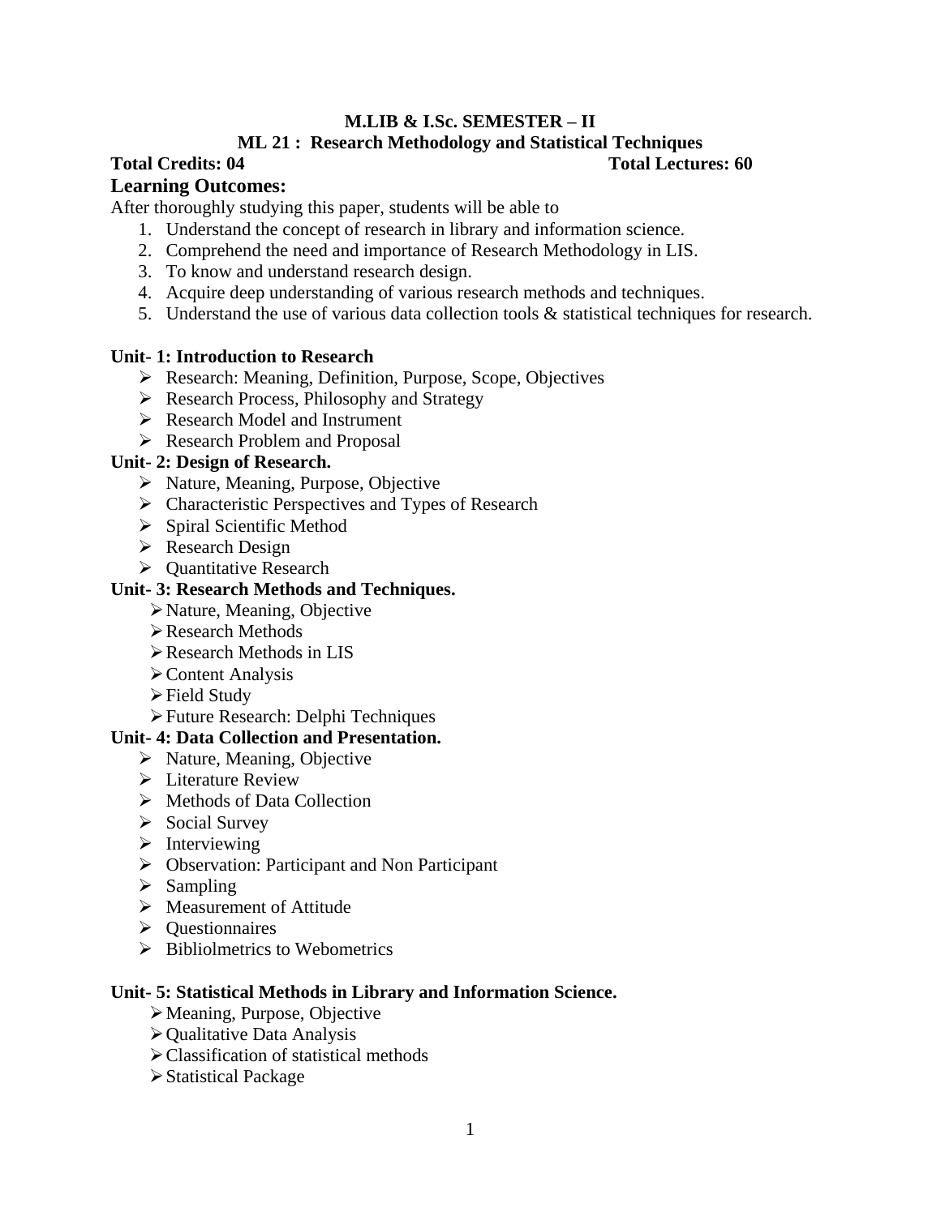**M.LIB & I.Sc. SEMESTER – II**

**ML 21 : Research Methodology and Statistical Techniques**

**Total Credits: 04** **Total Lectures: 60**

## Learning Outcomes:

After thoroughly studying this paper, students will be able to

1. Understand the concept of research in library and information science.
2. Comprehend the need and importance of Research Methodology in LIS.
3. To know and understand research design.
4. Acquire deep understanding of various research methods and techniques.
5. Understand the use of various data collection tools & statistical techniques for research.

**Unit- 1: Introduction to Research**

- Research: Meaning, Definition, Purpose, Scope, Objectives
- Research Process, Philosophy and Strategy
- Research Model and Instrument
- Research Problem and Proposal

**Unit- 2: Design of Research.**

- Nature, Meaning, Purpose, Objective
- Characteristic Perspectives and Types of Research
- Spiral Scientific Method
- Research Design
- Quantitative Research

**Unit- 3: Research Methods and Techniques.**

- Nature, Meaning, Objective
- Research Methods
- Research Methods in LIS
- Content Analysis
- Field Study
- Future Research: Delphi Techniques

**Unit- 4: Data Collection and Presentation.**

- Nature, Meaning, Objective
- Literature Review
- Methods of Data Collection
- Social Survey
- Interviewing
- Observation: Participant and Non Participant
- Sampling
- Measurement of Attitude
- Questionnaires
- Bibliolmetrics to Webometrics

**Unit- 5: Statistical Methods in Library and Information Science.**

- Meaning, Purpose, Objective
- Qualitative Data Analysis
- Classification of statistical methods
- Statistical Package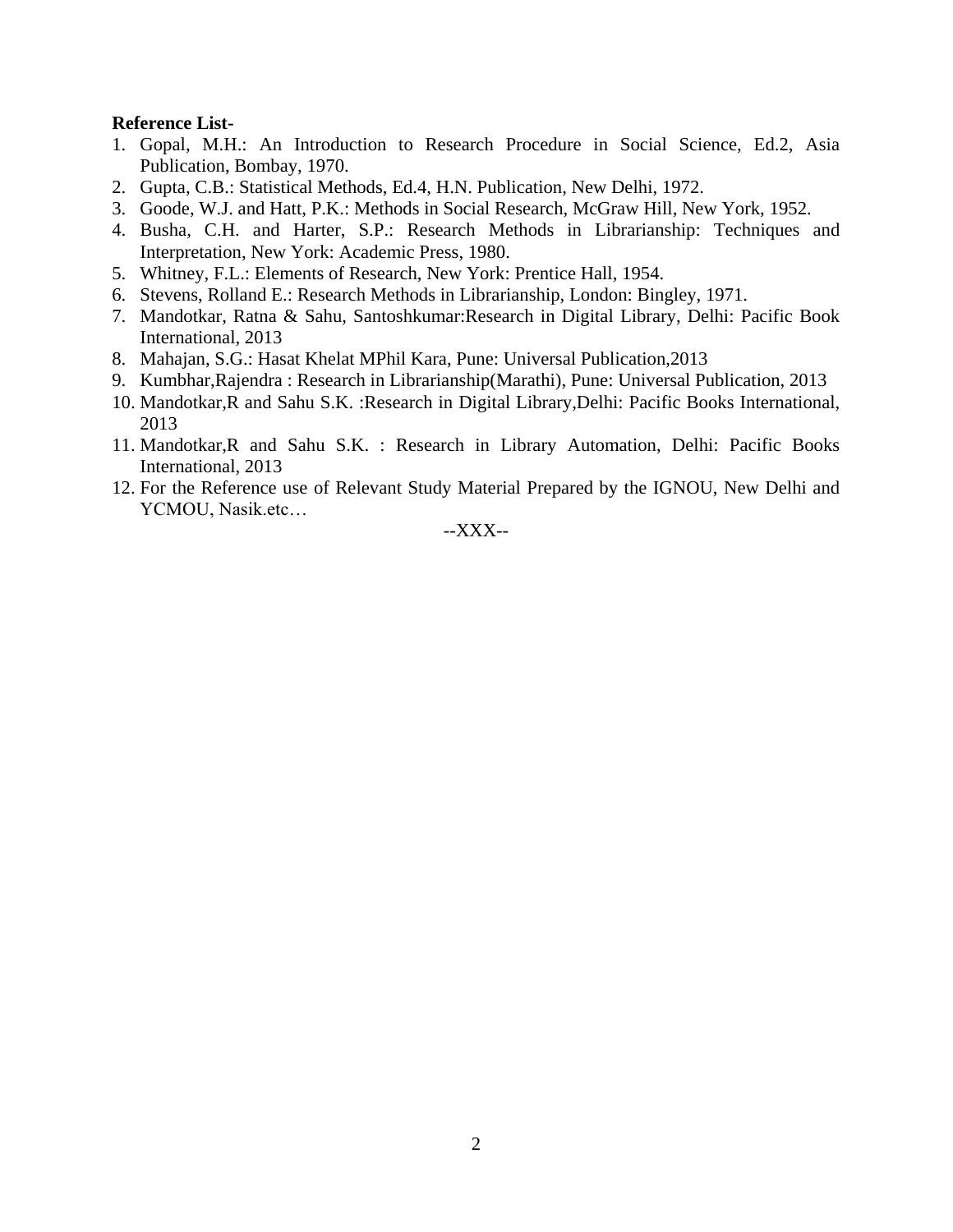**Reference List-**

1. Gopal, M.H.: An Introduction to Research Procedure in Social Science, Ed.2, Asia Publication, Bombay, 1970.
2. Gupta, C.B.: Statistical Methods, Ed.4, H.N. Publication, New Delhi, 1972.
3. Goode, W.J. and Hatt, P.K.: Methods in Social Research, McGraw Hill, New York, 1952.
4. Busha, C.H. and Harter, S.P.: Research Methods in Librarianship: Techniques and Interpretation, New York: Academic Press, 1980.
5. Whitney, F.L.: Elements of Research, New York: Prentice Hall, 1954.
6. Stevens, Rolland E.: Research Methods in Librarianship, London: Bingley, 1971.
7. Mandotkar, Ratna & Sahu, Santoshkumar:Research in Digital Library, Delhi: Pacific Book International, 2013
8. Mahajan, S.G.: Hasat Khelat MPhil Kara, Pune: Universal Publication,2013
9. Kumbhar,Rajendra : Research in Librarianship(Marathi), Pune: Universal Publication, 2013
10. Mandotkar,R and Sahu S.K. :Research in Digital Library,Delhi: Pacific Books International, 2013
11. Mandotkar,R and Sahu S.K. : Research in Library Automation, Delhi: Pacific Books International, 2013
12. For the Reference use of Relevant Study Material Prepared by the IGNOU, New Delhi and YCMOU, Nasik.etc…

--XXX--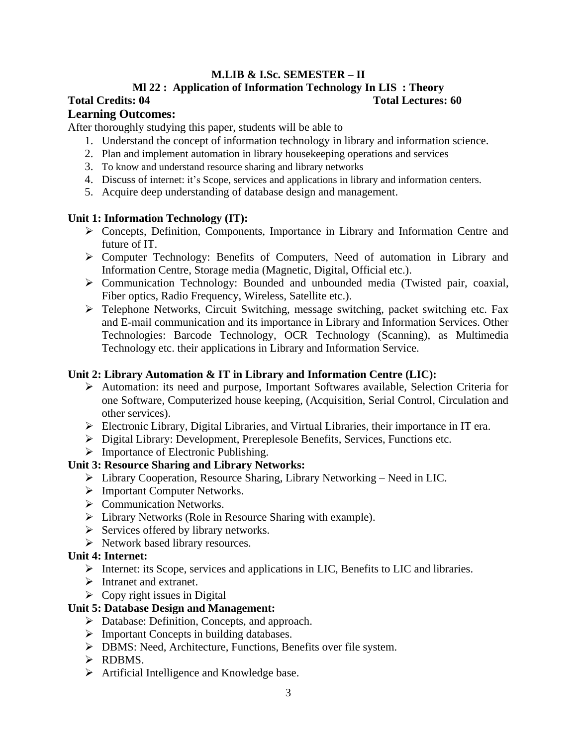**M.LIB & I.Sc. SEMESTER – II**

**Ml 22 : Application of Information Technology In LIS : Theory**

**Total Credits: 04** **Total Lectures: 60**

## Learning Outcomes:

After thoroughly studying this paper, students will be able to

1. Understand the concept of information technology in library and information science.
2. Plan and implement automation in library housekeeping operations and services
3. To know and understand resource sharing and library networks
4. Discuss of internet: it's Scope, services and applications in library and information centers.
5. Acquire deep understanding of database design and management.

### Unit 1: Information Technology (IT):

- Concepts, Definition, Components, Importance in Library and Information Centre and future of IT.
- Computer Technology: Benefits of Computers, Need of automation in Library and Information Centre, Storage media (Magnetic, Digital, Official etc.).
- Communication Technology: Bounded and unbounded media (Twisted pair, coaxial, Fiber optics, Radio Frequency, Wireless, Satellite etc.).
- Telephone Networks, Circuit Switching, message switching, packet switching etc. Fax and E-mail communication and its importance in Library and Information Services. Other Technologies: Barcode Technology, OCR Technology (Scanning), as Multimedia Technology etc. their applications in Library and Information Service.

### Unit 2: Library Automation & IT in Library and Information Centre (LIC):

- Automation: its need and purpose, Important Softwares available, Selection Criteria for one Software, Computerized house keeping, (Acquisition, Serial Control, Circulation and other services).
- Electronic Library, Digital Libraries, and Virtual Libraries, their importance in IT era.
- Digital Library: Development, Prereplesole Benefits, Services, Functions etc.
- Importance of Electronic Publishing.

### Unit 3: Resource Sharing and Library Networks:

- Library Cooperation, Resource Sharing, Library Networking – Need in LIC.
- Important Computer Networks.
- Communication Networks.
- Library Networks (Role in Resource Sharing with example).
- Services offered by library networks.
- Network based library resources.

### Unit 4: Internet:

- Internet: its Scope, services and applications in LIC, Benefits to LIC and libraries.
- Intranet and extranet.
- Copy right issues in Digital

### Unit 5: Database Design and Management:

- Database: Definition, Concepts, and approach.
- Important Concepts in building databases.
- DBMS: Need, Architecture, Functions, Benefits over file system.
- RDBMS.
- Artificial Intelligence and Knowledge base.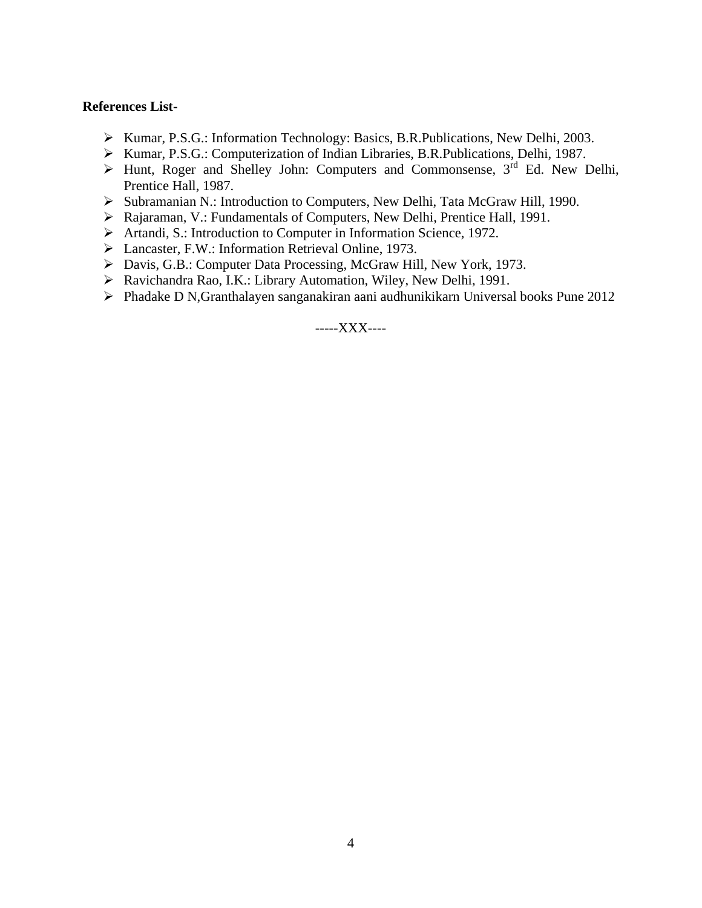**References List-**

- Kumar, P.S.G.: Information Technology: Basics, B.R.Publications, New Delhi, 2003.
- Kumar, P.S.G.: Computerization of Indian Libraries, B.R.Publications, Delhi, 1987.
- Hunt, Roger and Shelley John: Computers and Commonsense, 3rd Ed. New Delhi, Prentice Hall, 1987.
- Subramanian N.: Introduction to Computers, New Delhi, Tata McGraw Hill, 1990.
- Rajaraman, V.: Fundamentals of Computers, New Delhi, Prentice Hall, 1991.
- Artandi, S.: Introduction to Computer in Information Science, 1972.
- Lancaster, F.W.: Information Retrieval Online, 1973.
- Davis, G.B.: Computer Data Processing, McGraw Hill, New York, 1973.
- Ravichandra Rao, I.K.: Library Automation, Wiley, New Delhi, 1991.
- Phadake D N,Granthalayen sanganakiran aani audhunikikarn Universal books Pune 2012

-----XXX----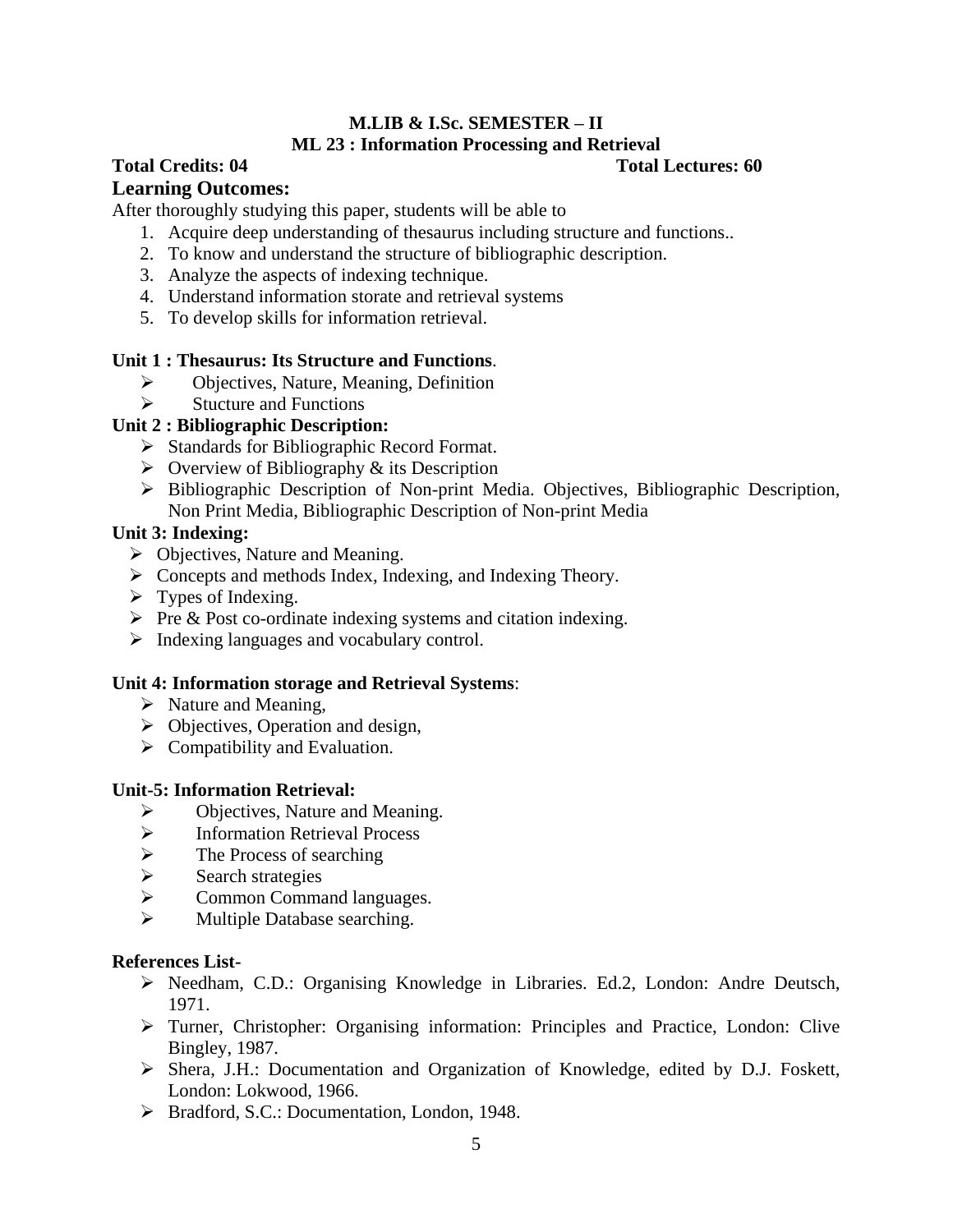**M.LIB & I.Sc. SEMESTER – II**

**ML 23 : Information Processing and Retrieval**

**Total Credits: 04** **Total Lectures: 60**

## Learning Outcomes:

After thoroughly studying this paper, students will be able to

1. Acquire deep understanding of thesaurus including structure and functions..
2. To know and understand the structure of bibliographic description.
3. Analyze the aspects of indexing technique.
4. Understand information storate and retrieval systems
5. To develop skills for information retrieval.

**Unit 1 : Thesaurus: Its Structure and Functions**.

- Objectives, Nature, Meaning, Definition
- Stucture and Functions

**Unit 2 : Bibliographic Description:**

- Standards for Bibliographic Record Format.
- Overview of Bibliography & its Description
- Bibliographic Description of Non-print Media. Objectives, Bibliographic Description, Non Print Media, Bibliographic Description of Non-print Media

**Unit 3: Indexing:**

- Objectives, Nature and Meaning.
- Concepts and methods Index, Indexing, and Indexing Theory.
- Types of Indexing.
- Pre & Post co-ordinate indexing systems and citation indexing.
- Indexing languages and vocabulary control.

**Unit 4: Information storage and Retrieval Systems**:

- Nature and Meaning,
- Objectives, Operation and design,
- Compatibility and Evaluation.

**Unit-5: Information Retrieval:**

- Objectives, Nature and Meaning.
- Information Retrieval Process
- The Process of searching
- Search strategies
- Common Command languages.
- Multiple Database searching.

**References List-**

- Needham, C.D.: Organising Knowledge in Libraries. Ed.2, London: Andre Deutsch, 1971.
- Turner, Christopher: Organising information: Principles and Practice, London: Clive Bingley, 1987.
- Shera, J.H.: Documentation and Organization of Knowledge, edited by D.J. Foskett, London: Lokwood, 1966.
- Bradford, S.C.: Documentation, London, 1948.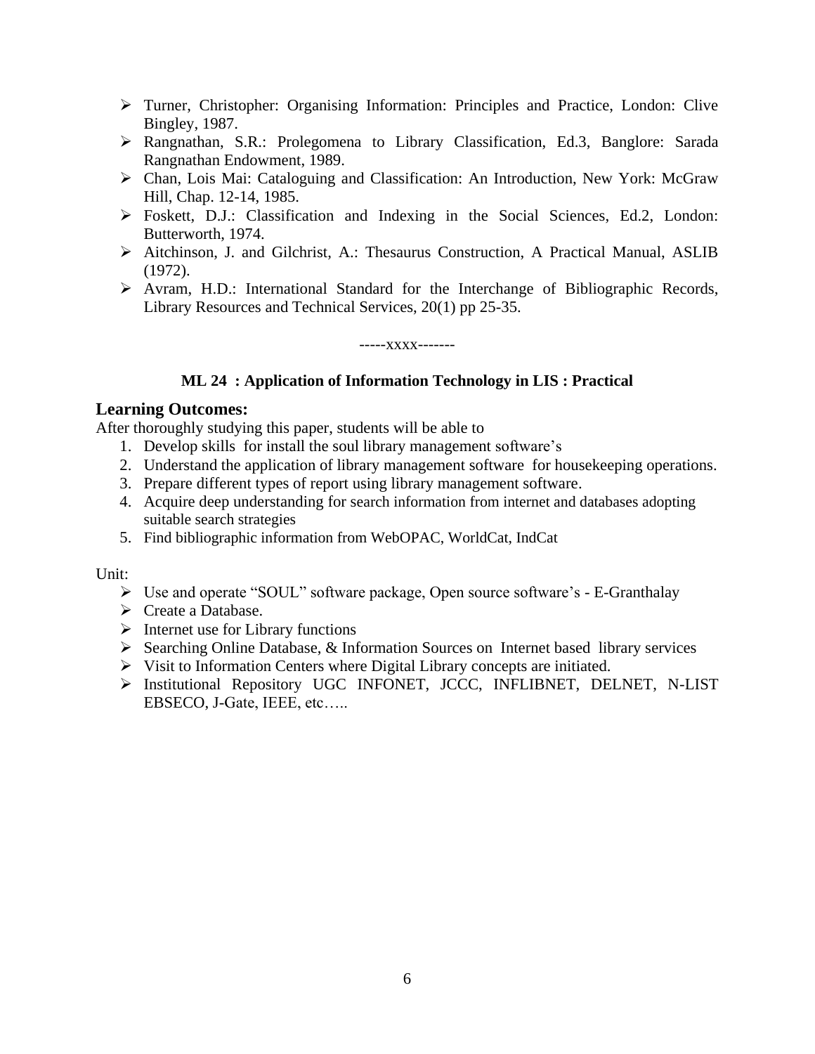- Turner, Christopher: Organising Information: Principles and Practice, London: Clive Bingley, 1987.
- Rangnathan, S.R.: Prolegomena to Library Classification, Ed.3, Banglore: Sarada Rangnathan Endowment, 1989.
- Chan, Lois Mai: Cataloguing and Classification: An Introduction, New York: McGraw Hill, Chap. 12-14, 1985.
- Foskett, D.J.: Classification and Indexing in the Social Sciences, Ed.2, London: Butterworth, 1974.
- Aitchinson, J. and Gilchrist, A.: Thesaurus Construction, A Practical Manual, ASLIB (1972).
- Avram, H.D.: International Standard for the Interchange of Bibliographic Records, Library Resources and Technical Services, 20(1) pp 25-35.

-----xxxx-------

**ML 24 : Application of Information Technology in LIS : Practical**

## Learning Outcomes:

After thoroughly studying this paper, students will be able to

1. Develop skills for install the soul library management software's
2. Understand the application of library management software for housekeeping operations.
3. Prepare different types of report using library management software.
4. Acquire deep understanding for search information from internet and databases adopting suitable search strategies
5. Find bibliographic information from WebOPAC, WorldCat, IndCat

Unit:

- Use and operate "SOUL" software package, Open source software's - E-Granthalay
- Create a Database.
- Internet use for Library functions
- Searching Online Database, & Information Sources on Internet based library services
- Visit to Information Centers where Digital Library concepts are initiated.
- Institutional Repository UGC INFONET, JCCC, INFLIBNET, DELNET, N-LIST EBSECO, J-Gate, IEEE, etc…..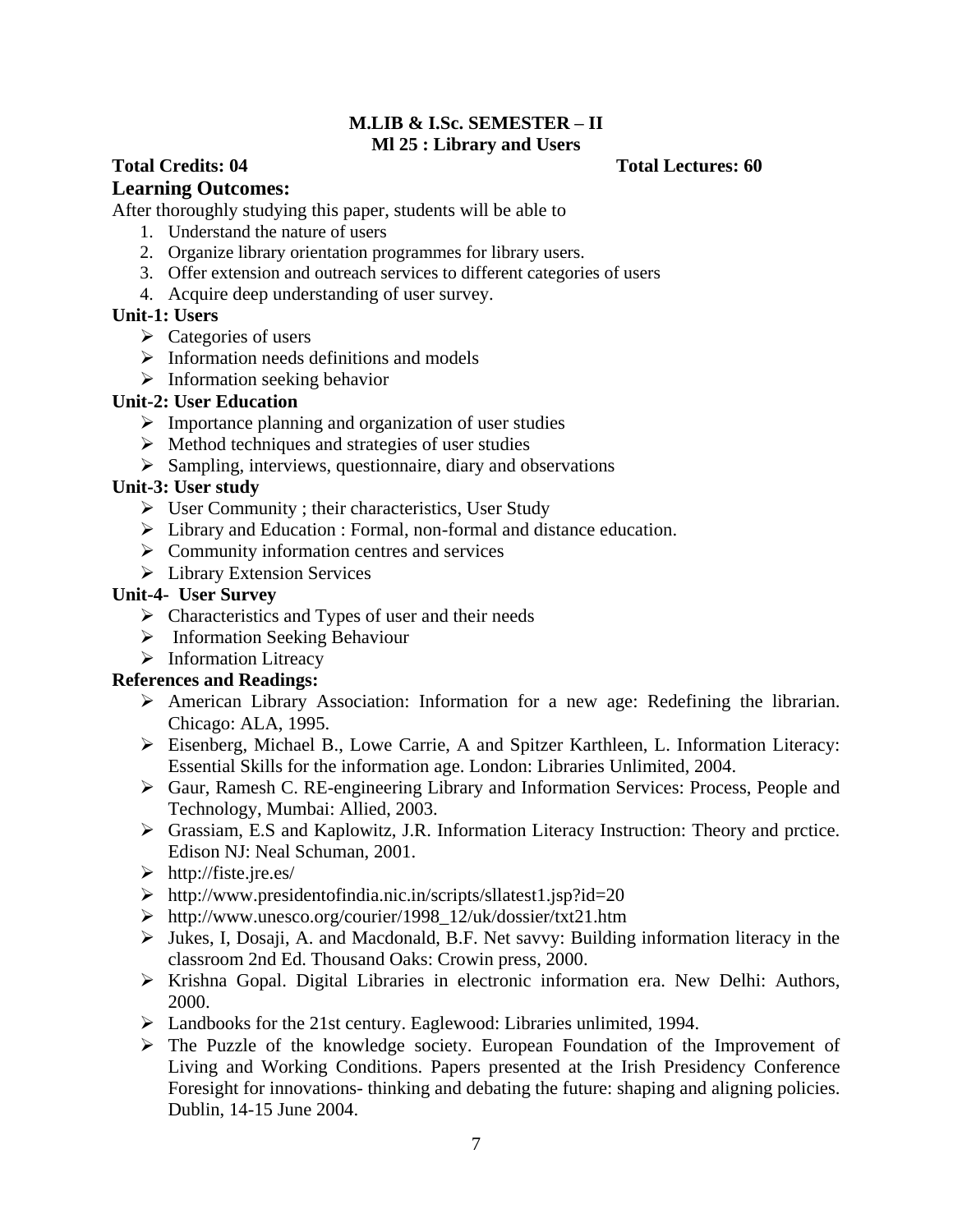**M.LIB & I.Sc. SEMESTER – II**
**Ml 25 : Library and Users**

**Total Credits: 04** **Total Lectures: 60**

## Learning Outcomes:

After thoroughly studying this paper, students will be able to

1. Understand the nature of users
2. Organize library orientation programmes for library users.
3. Offer extension and outreach services to different categories of users
4. Acquire deep understanding of user survey.

**Unit-1: Users**

- Categories of users
- Information needs definitions and models
- Information seeking behavior

**Unit-2: User Education**

- Importance planning and organization of user studies
- Method techniques and strategies of user studies
- Sampling, interviews, questionnaire, diary and observations

**Unit-3: User study**

- User Community ; their characteristics, User Study
- Library and Education : Formal, non-formal and distance education.
- Community information centres and services
- Library Extension Services

**Unit-4- User Survey**

- Characteristics and Types of user and their needs
- Information Seeking Behaviour
- Information Litreacy

**References and Readings:**

- American Library Association: Information for a new age: Redefining the librarian. Chicago: ALA, 1995.
- Eisenberg, Michael B., Lowe Carrie, A and Spitzer Karthleen, L. Information Literacy: Essential Skills for the information age. London: Libraries Unlimited, 2004.
- Gaur, Ramesh C. RE-engineering Library and Information Services: Process, People and Technology, Mumbai: Allied, 2003.
- Grassiam, E.S and Kaplowitz, J.R. Information Literacy Instruction: Theory and prctice. Edison NJ: Neal Schuman, 2001.
- http://fiste.jre.es/
- http://www.presidentofindia.nic.in/scripts/sllatest1.jsp?id=20
- http://www.unesco.org/courier/1998_12/uk/dossier/txt21.htm
- Jukes, I, Dosaji, A. and Macdonald, B.F. Net savvy: Building information literacy in the classroom 2nd Ed. Thousand Oaks: Crowin press, 2000.
- Krishna Gopal. Digital Libraries in electronic information era. New Delhi: Authors, 2000.
- Landbooks for the 21st century. Eaglewood: Libraries unlimited, 1994.
- The Puzzle of the knowledge society. European Foundation of the Improvement of Living and Working Conditions. Papers presented at the Irish Presidency Conference Foresight for innovations- thinking and debating the future: shaping and aligning policies. Dublin, 14-15 June 2004.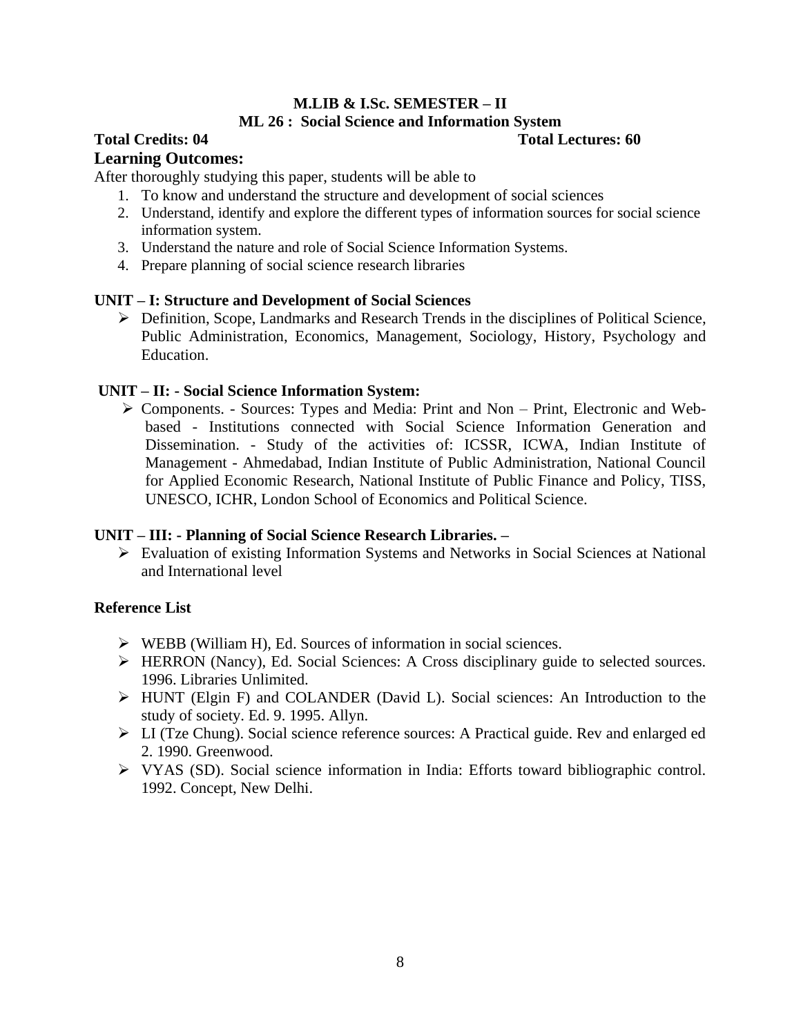**M.LIB & I.Sc. SEMESTER – II**
**ML 26 : Social Science and Information System**

**Total Credits: 04** **Total Lectures: 60**

## Learning Outcomes:

After thoroughly studying this paper, students will be able to

1. To know and understand the structure and development of social sciences
2. Understand, identify and explore the different types of information sources for social science information system.
3. Understand the nature and role of Social Science Information Systems.
4. Prepare planning of social science research libraries

### UNIT – I: Structure and Development of Social Sciences

- Definition, Scope, Landmarks and Research Trends in the disciplines of Political Science, Public Administration, Economics, Management, Sociology, History, Psychology and Education.

### UNIT – II: - Social Science Information System:

- Components. - Sources: Types and Media: Print and Non – Print, Electronic and Web-based - Institutions connected with Social Science Information Generation and Dissemination. - Study of the activities of: ICSSR, ICWA, Indian Institute of Management - Ahmedabad, Indian Institute of Public Administration, National Council for Applied Economic Research, National Institute of Public Finance and Policy, TISS, UNESCO, ICHR, London School of Economics and Political Science.

### UNIT – III: - Planning of Social Science Research Libraries. –

- Evaluation of existing Information Systems and Networks in Social Sciences at National and International level

### Reference List

- WEBB (William H), Ed. Sources of information in social sciences.
- HERRON (Nancy), Ed. Social Sciences: A Cross disciplinary guide to selected sources. 1996. Libraries Unlimited.
- HUNT (Elgin F) and COLANDER (David L). Social sciences: An Introduction to the study of society. Ed. 9. 1995. Allyn.
- LI (Tze Chung). Social science reference sources: A Practical guide. Rev and enlarged ed 2. 1990. Greenwood.
- VYAS (SD). Social science information in India: Efforts toward bibliographic control. 1992. Concept, New Delhi.